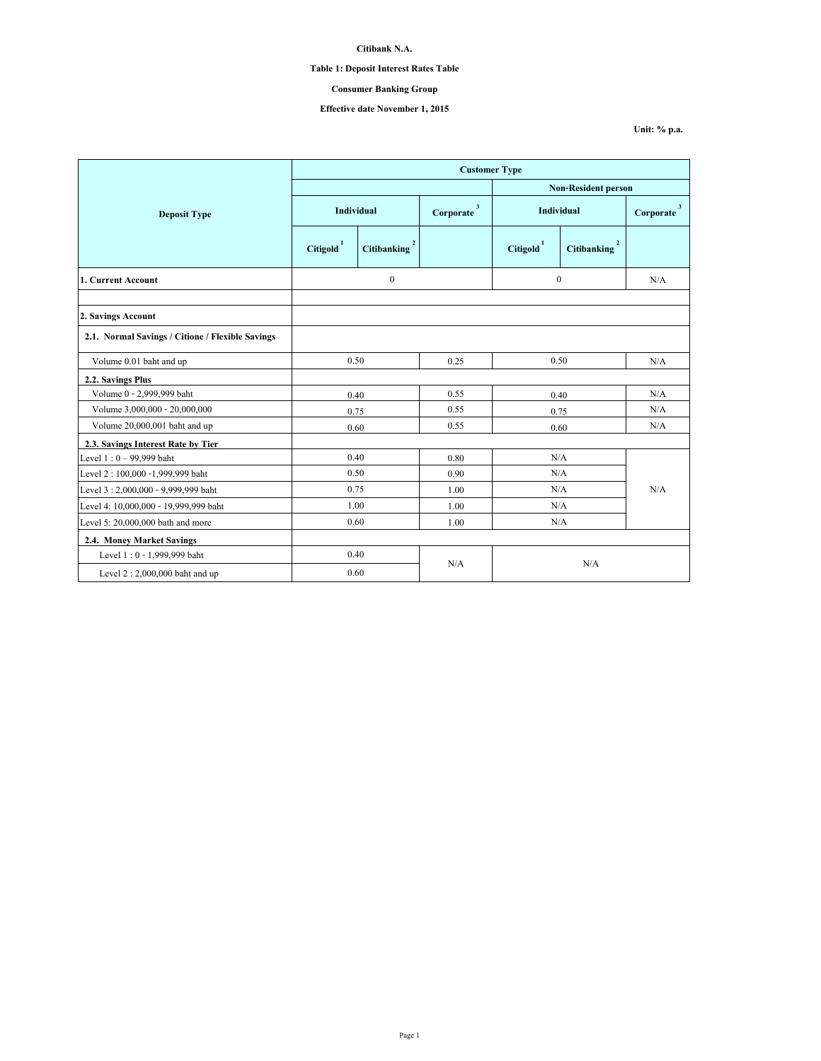**Citibank N.A.**

**Table 1: Deposit Interest Rates Table**

**Consumer Banking Group**

**Effective date November 1, 2015**

**Unit: % p.a.**

| Deposit Type | Customer Type | | | | | |
|---|---|---|---|---|---|---|
| | | | | Non-Resident person | | |
| | Individual | | Corporate [3] | Individual | | Corporate [3] |
| | Citigold [1] | Citibanking [2] | | Citigold [1] | Citibanking [2] | |
| **1. Current Account** | 0 | | | 0 | | N/A |
| | | | | | | |
| **2. Savings Account** | | | | | | |
| **2.1. Normal Savings / Citione / Flexible Savings** | | | | | | |
| Volume 0.01 baht and up | 0.50 | | 0.25 | 0.50 | | N/A |
| **2.2. Savings Plus** | | | | | | |
| Volume 0 - 2,999,999 baht | 0.40 | | 0.55 | 0.40 | | N/A |
| Volume 3,000,000 - 20,000,000 | 0.75 | | 0.55 | 0.75 | | N/A |
| Volume 20,000,001 baht and up | 0.60 | | 0.55 | 0.60 | | N/A |
| **2.3. Savings Interest Rate by Tier** | | | | | | |
| Level 1 : 0 – 99,999 baht | 0.40 | | 0.80 | N/A | | N/A |
| Level 2 : 100,000 -1,999,999 baht | 0.50 | | 0.90 | N/A | | N/A |
| Level 3 : 2,000,000 - 9,999,999 baht | 0.75 | | 1.00 | N/A | | N/A |
| Level 4: 10,000,000 - 19,999,999 baht | 1.00 | | 1.00 | N/A | | N/A |
| Level 5: 20,000,000 bath and more | 0.60 | | 1.00 | N/A | | N/A |
| **2.4. Money Market Savings** | | | | | | |
| Level 1 : 0 - 1,999,999 baht | 0.40 | | N/A | N/A | | |
| Level 2 : 2,000,000 baht and up | 0.60 | | N/A | N/A | | |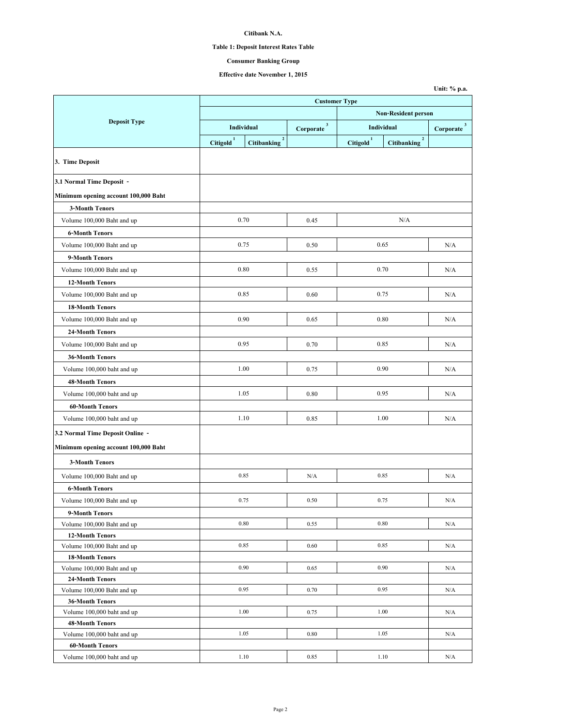Citibank N.A.

Table 1: Deposit Interest Rates Table

Consumer Banking Group

Effective date November 1, 2015

Unit: % p.a.

| Deposit Type | Customer Type | | | | | |
|---|---|---|---|---|---|---|
| | | | | Non-Resident person | | |
| | Individual | | Corporate [3] | Individual | | Corporate [3] |
| | Citigold [1] | Citibanking [2] | | Citigold [1] | Citibanking [2] | |
| **3. Time Deposit** | | | | | | |
| **3.1 Normal Time Deposit - Minimum opening account 100,000 Baht** | | | | | | |
| **3-Month Tenors** | | | | | | |
| Volume 100,000 Baht and up | 0.70 | | 0.45 | N/A | | |
| **6-Month Tenors** | | | | | | |
| Volume 100,000 Baht and up | 0.75 | | 0.50 | 0.65 | | N/A |
| **9-Month Tenors** | | | | | | |
| Volume 100,000 Baht and up | 0.80 | | 0.55 | 0.70 | | N/A |
| **12-Month Tenors** | | | | | | |
| Volume 100,000 Baht and up | 0.85 | | 0.60 | 0.75 | | N/A |
| **18-Month Tenors** | | | | | | |
| Volume 100,000 Baht and up | 0.90 | | 0.65 | 0.80 | | N/A |
| **24-Month Tenors** | | | | | | |
| Volume 100,000 Baht and up | 0.95 | | 0.70 | 0.85 | | N/A |
| **36-Month Tenors** | | | | | | |
| Volume 100,000 baht and up | 1.00 | | 0.75 | 0.90 | | N/A |
| **48-Month Tenors** | | | | | | |
| Volume 100,000 baht and up | 1.05 | | 0.80 | 0.95 | | N/A |
| **60-Month Tenors** | | | | | | |
| Volume 100,000 baht and up | 1.10 | | 0.85 | 1.00 | | N/A |
| **3.2 Normal Time Deposit Online - Minimum opening account 100,000 Baht** | | | | | | |
| **3-Month Tenors** | | | | | | |
| Volume 100,000 Baht and up | 0.85 | | N/A | 0.85 | | N/A |
| **6-Month Tenors** | | | | | | |
| Volume 100,000 Baht and up | 0.75 | | 0.50 | 0.75 | | N/A |
| **9-Month Tenors** | | | | | | |
| Volume 100,000 Baht and up | 0.80 | | 0.55 | 0.80 | | N/A |
| **12-Month Tenors** | | | | | | |
| Volume 100,000 Baht and up | 0.85 | | 0.60 | 0.85 | | N/A |
| **18-Month Tenors** | | | | | | |
| Volume 100,000 Baht and up | 0.90 | | 0.65 | 0.90 | | N/A |
| **24-Month Tenors** | | | | | | |
| Volume 100,000 Baht and up | 0.95 | | 0.70 | 0.95 | | N/A |
| **36-Month Tenors** | | | | | | |
| Volume 100,000 baht and up | 1.00 | | 0.75 | 1.00 | | N/A |
| **48-Month Tenors** | | | | | | |
| Volume 100,000 baht and up | 1.05 | | 0.80 | 1.05 | | N/A |
| **60-Month Tenors** | | | | | | |
| Volume 100,000 baht and up | 1.10 | | 0.85 | 1.10 | | N/A |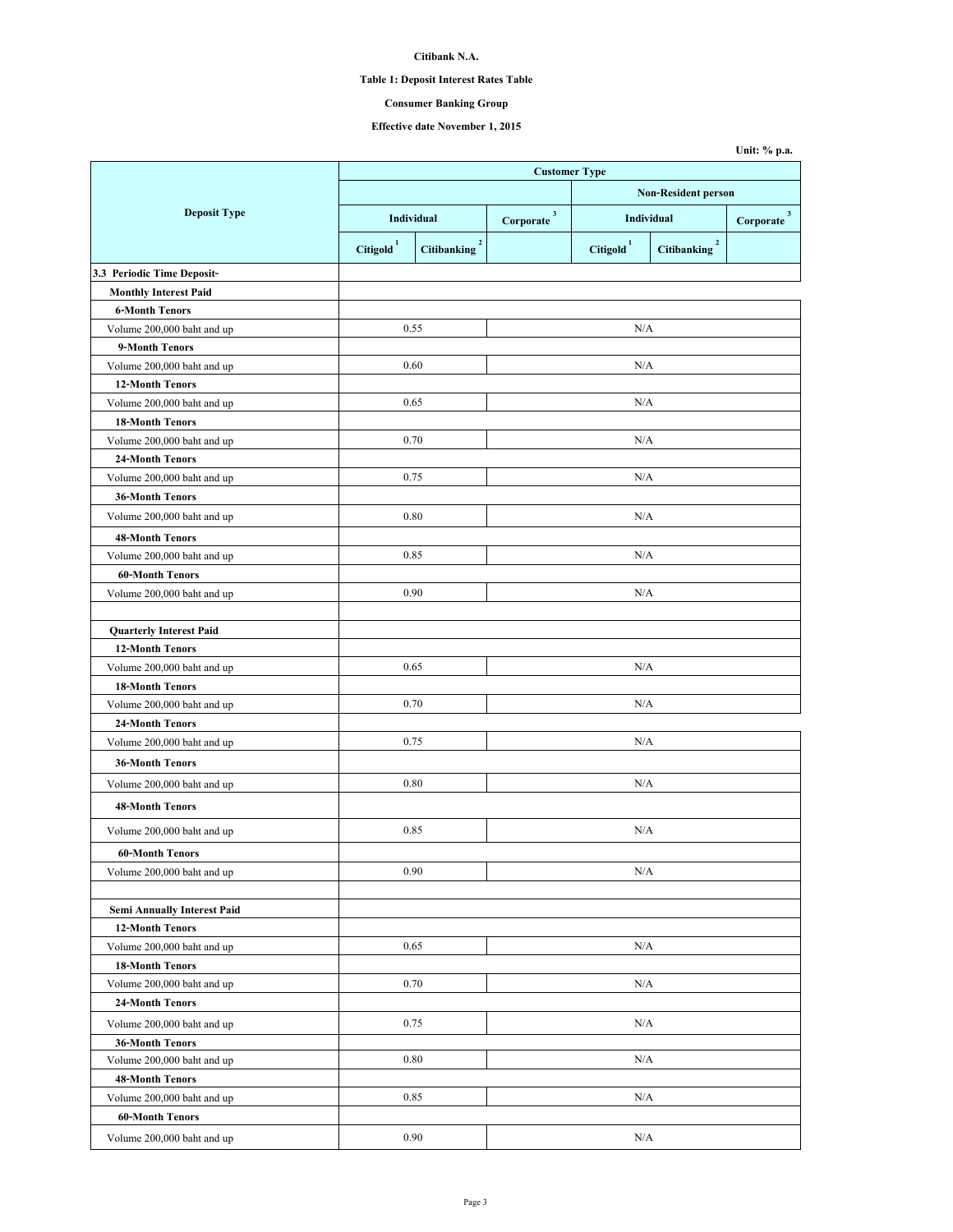**Citibank N.A.**

**Table 1: Deposit Interest Rates Table**

**Consumer Banking Group**

**Effective date November 1, 2015**

**Unit: % p.a.**

| Deposit Type | Customer Type | | | | | |
|---|---|---|---|---|---|---|
| | | | | Non-Resident person | | |
| | Individual | | Corporate [3] | Individual | | Corporate [3] |
| | Citigold [1] | Citibanking [2] | | Citigold [1] | Citibanking [2] | |
| **3.3 Periodic Time Deposit-** | | | | | | |
| **Monthly Interest Paid** | | | | | | |
| **6-Month Tenors** | | | | | | |
| Volume 200,000 baht and up | 0.55 | | N/A | | | |
| **9-Month Tenors** | | | | | | |
| Volume 200,000 baht and up | 0.60 | | N/A | | | |
| **12-Month Tenors** | | | | | | |
| Volume 200,000 baht and up | 0.65 | | N/A | | | |
| **18-Month Tenors** | | | | | | |
| Volume 200,000 baht and up | 0.70 | | N/A | | | |
| **24-Month Tenors** | | | | | | |
| Volume 200,000 baht and up | 0.75 | | N/A | | | |
| **36-Month Tenors** | | | | | | |
| Volume 200,000 baht and up | 0.80 | | N/A | | | |
| **48-Month Tenors** | | | | | | |
| Volume 200,000 baht and up | 0.85 | | N/A | | | |
| **60-Month Tenors** | | | | | | |
| Volume 200,000 baht and up | 0.90 | | N/A | | | |
| | | | | | | |
| **Quarterly Interest Paid** | | | | | | |
| **12-Month Tenors** | | | | | | |
| Volume 200,000 baht and up | 0.65 | | N/A | | | |
| **18-Month Tenors** | | | | | | |
| Volume 200,000 baht and up | 0.70 | | N/A | | | |
| **24-Month Tenors** | | | | | | |
| Volume 200,000 baht and up | 0.75 | | N/A | | | |
| **36-Month Tenors** | | | | | | |
| Volume 200,000 baht and up | 0.80 | | N/A | | | |
| **48-Month Tenors** | | | | | | |
| Volume 200,000 baht and up | 0.85 | | N/A | | | |
| **60-Month Tenors** | | | | | | |
| Volume 200,000 baht and up | 0.90 | | N/A | | | |
| | | | | | | |
| **Semi Annually Interest Paid** | | | | | | |
| **12-Month Tenors** | | | | | | |
| Volume 200,000 baht and up | 0.65 | | N/A | | | |
| **18-Month Tenors** | | | | | | |
| Volume 200,000 baht and up | 0.70 | | N/A | | | |
| **24-Month Tenors** | | | | | | |
| Volume 200,000 baht and up | 0.75 | | N/A | | | |
| **36-Month Tenors** | | | | | | |
| Volume 200,000 baht and up | 0.80 | | N/A | | | |
| **48-Month Tenors** | | | | | | |
| Volume 200,000 baht and up | 0.85 | | N/A | | | |
| **60-Month Tenors** | | | | | | |
| Volume 200,000 baht and up | 0.90 | | N/A | | | |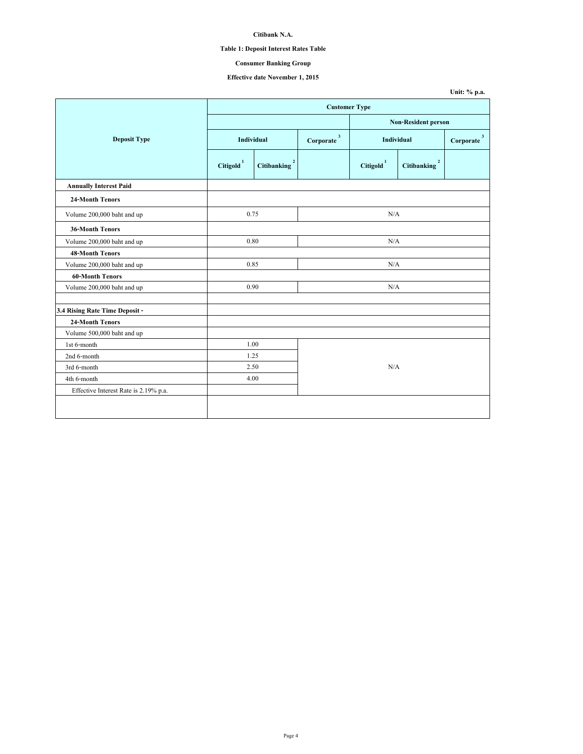**Citibank N.A.**

**Table 1: Deposit Interest Rates Table**

**Consumer Banking Group**

**Effective date November 1, 2015**

**Unit: % p.a.**

| Deposit Type | Customer Type | | | | | |
|---|---|---|---|---|---|---|
| | | | | Non-Resident person | | |
| | Individual | | Corporate [3] | Individual | | Corporate [3] |
| | Citigold [1] | Citibanking [2] | | Citigold [1] | Citibanking [2] | |
| **Annually Interest Paid** | | | | | | |
| **24-Month Tenors** | | | | | | |
| Volume 200,000 baht and up | 0.75 | | N/A | | | |
| **36-Month Tenors** | | | | | | |
| Volume 200,000 baht and up | 0.80 | | N/A | | | |
| **48-Month Tenors** | | | | | | |
| Volume 200,000 baht and up | 0.85 | | N/A | | | |
| **60-Month Tenors** | | | | | | |
| Volume 200,000 baht and up | 0.90 | | N/A | | | |
| | | | | | | |
| **3.4 Rising Rate Time Deposit -** | | | | | | |
| **24-Month Tenors** | | | | | | |
| Volume 500,000 baht and up | | | | | | |
| 1st 6-month | 1.00 | | N/A | | | |
| 2nd 6-month | 1.25 | | | | | |
| 3rd 6-month | 2.50 | | | | | |
| 4th 6-month | 4.00 | | | | | |
| Effective Interest Rate is 2.19% p.a. | | | | | | |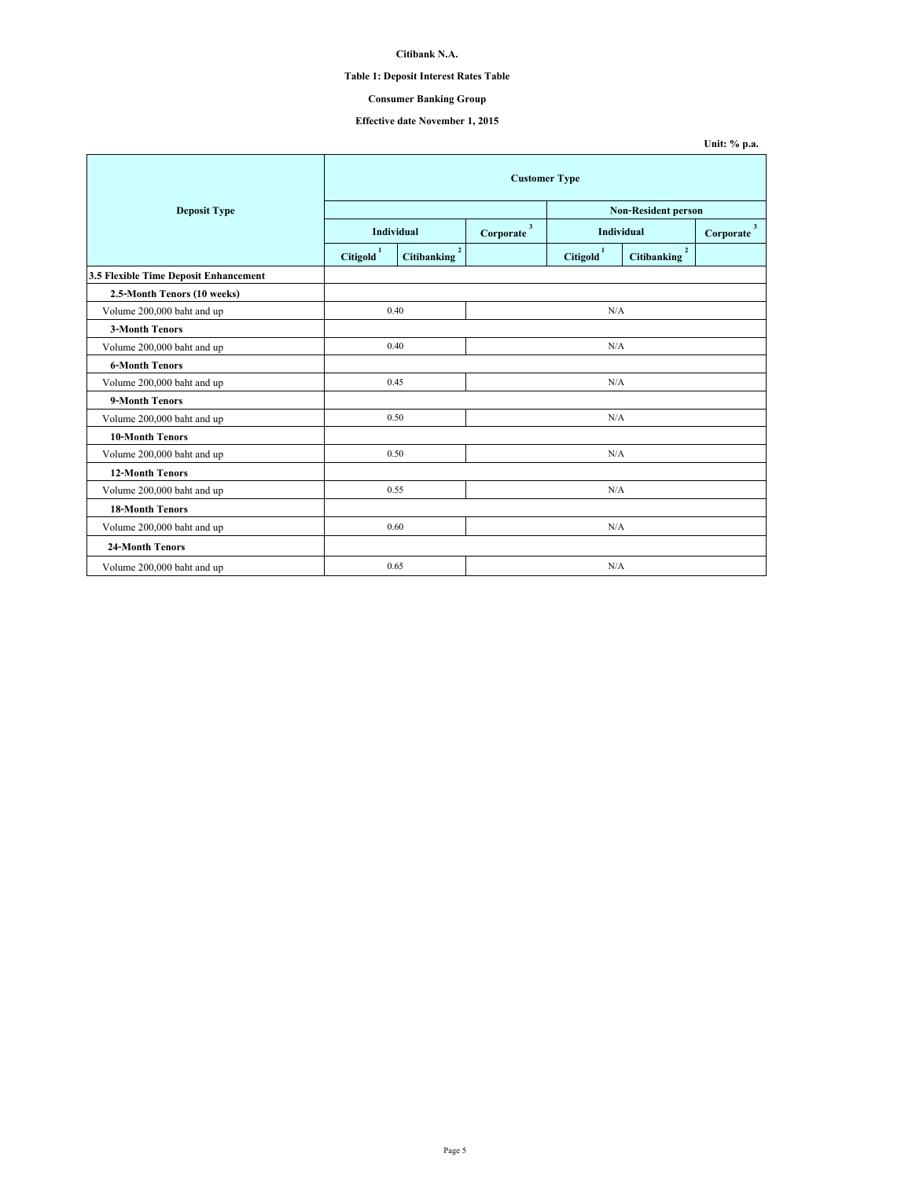**Citibank N.A.**

**Table 1: Deposit Interest Rates Table**

**Consumer Banking Group**

**Effective date November 1, 2015**

**Unit: % p.a.**

| Deposit Type | Customer Type | | | | | |
|---|---|---|---|---|---|---|
| | | | | Non-Resident person | | |
| | Individual | | Corporate [3] | Individual | | Corporate [3] |
| | Citigold [1] | Citibanking [2] | | Citigold [1] | Citibanking [2] | |
| **3.5 Flexible Time Deposit Enhancement** | | | | | | |
| **2.5-Month Tenors (10 weeks)** | | | | | | |
| Volume 200,000 baht and up | 0.40 | | N/A | | | |
| **3-Month Tenors** | | | | | | |
| Volume 200,000 baht and up | 0.40 | | N/A | | | |
| **6-Month Tenors** | | | | | | |
| Volume 200,000 baht and up | 0.45 | | N/A | | | |
| **9-Month Tenors** | | | | | | |
| Volume 200,000 baht and up | 0.50 | | N/A | | | |
| **10-Month Tenors** | | | | | | |
| Volume 200,000 baht and up | 0.50 | | N/A | | | |
| **12-Month Tenors** | | | | | | |
| Volume 200,000 baht and up | 0.55 | | N/A | | | |
| **18-Month Tenors** | | | | | | |
| Volume 200,000 baht and up | 0.60 | | N/A | | | |
| **24-Month Tenors** | | | | | | |
| Volume 200,000 baht and up | 0.65 | | N/A | | | |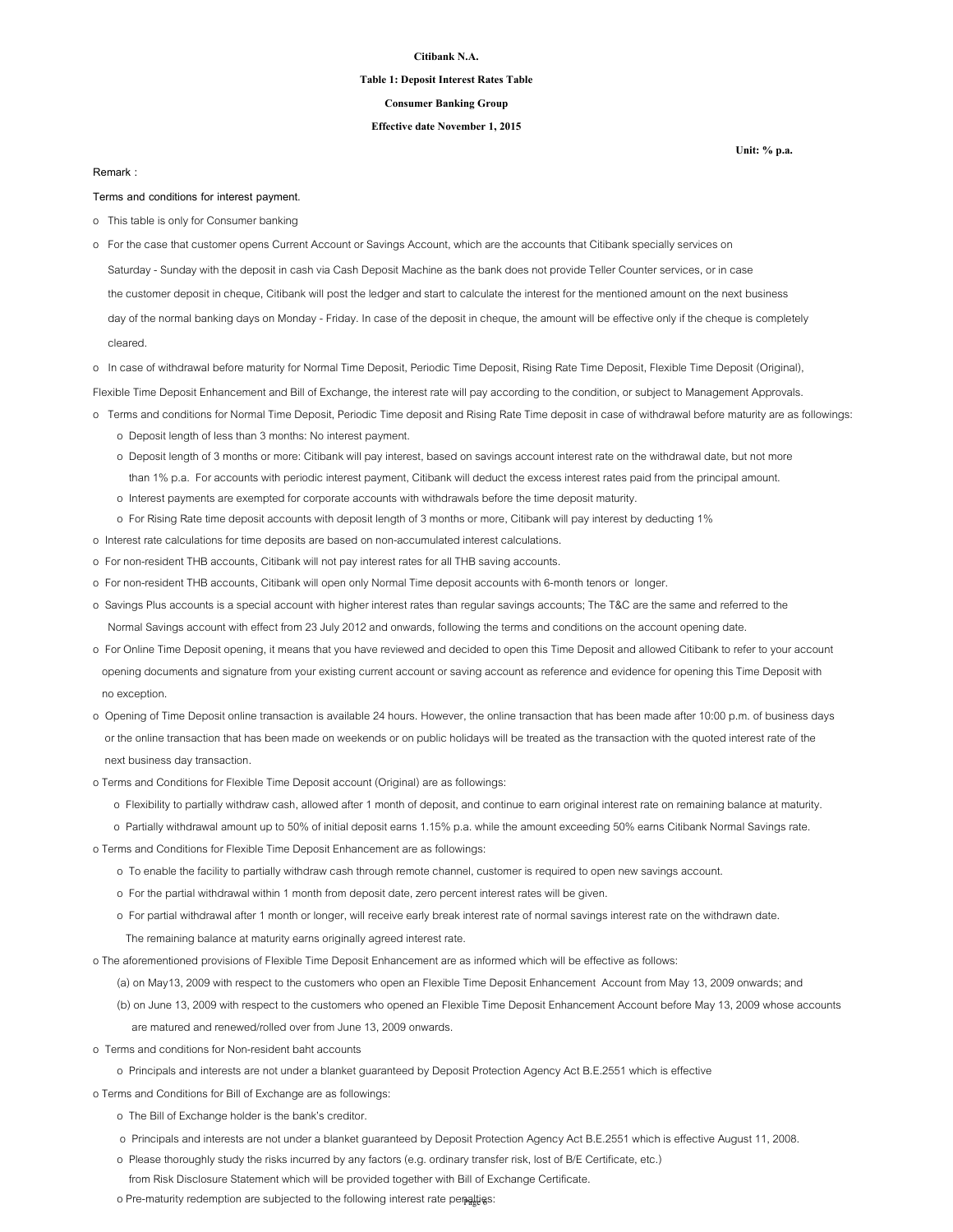**Citibank N.A.**

**Table 1: Deposit Interest Rates Table**

**Consumer Banking Group**

**Effective date November 1, 2015**

**Unit: % p.a.**

Remark :

Terms and conditions for interest payment.

- This table is only for Consumer banking
- For the case that customer opens Current Account or Savings Account, which are the accounts that Citibank specially services on Saturday - Sunday with the deposit in cash via Cash Deposit Machine as the bank does not provide Teller Counter services, or in case the customer deposit in cheque, Citibank will post the ledger and start to calculate the interest for the mentioned amount on the next business day of the normal banking days on Monday - Friday. In case of the deposit in cheque, the amount will be effective only if the cheque is completely cleared.
- In case of withdrawal before maturity for Normal Time Deposit, Periodic Time Deposit, Rising Rate Time Deposit, Flexible Time Deposit (Original), Flexible Time Deposit Enhancement and Bill of Exchange, the interest rate will pay according to the condition, or subject to Management Approvals.
- Terms and conditions for Normal Time Deposit, Periodic Time deposit and Rising Rate Time deposit in case of withdrawal before maturity are as followings:
  - Deposit length of less than 3 months: No interest payment.
  - Deposit length of 3 months or more: Citibank will pay interest, based on savings account interest rate on the withdrawal date, but not more than 1% p.a. For accounts with periodic interest payment, Citibank will deduct the excess interest rates paid from the principal amount.
  - Interest payments are exempted for corporate accounts with withdrawals before the time deposit maturity.
  - For Rising Rate time deposit accounts with deposit length of 3 months or more, Citibank will pay interest by deducting 1%
- Interest rate calculations for time deposits are based on non-accumulated interest calculations.
- For non-resident THB accounts, Citibank will not pay interest rates for all THB saving accounts.
- For non-resident THB accounts, Citibank will open only Normal Time deposit accounts with 6-month tenors or longer.
- Savings Plus accounts is a special account with higher interest rates than regular savings accounts; The T&C are the same and referred to the Normal Savings account with effect from 23 July 2012 and onwards, following the terms and conditions on the account opening date.
- For Online Time Deposit opening, it means that you have reviewed and decided to open this Time Deposit and allowed Citibank to refer to your account opening documents and signature from your existing current account or saving account as reference and evidence for opening this Time Deposit with no exception.
- Opening of Time Deposit online transaction is available 24 hours. However, the online transaction that has been made after 10:00 p.m. of business days or the online transaction that has been made on weekends or on public holidays will be treated as the transaction with the quoted interest rate of the next business day transaction.
- Terms and Conditions for Flexible Time Deposit account (Original) are as followings:
  - Flexibility to partially withdraw cash, allowed after 1 month of deposit, and continue to earn original interest rate on remaining balance at maturity.
  - Partially withdrawal amount up to 50% of initial deposit earns 1.15% p.a. while the amount exceeding 50% earns Citibank Normal Savings rate.
- Terms and Conditions for Flexible Time Deposit Enhancement are as followings:
  - To enable the facility to partially withdraw cash through remote channel, customer is required to open new savings account.
  - For the partial withdrawal within 1 month from deposit date, zero percent interest rates will be given.
  - For partial withdrawal after 1 month or longer, will receive early break interest rate of normal savings interest rate on the withdrawn date. The remaining balance at maturity earns originally agreed interest rate.
- The aforementioned provisions of Flexible Time Deposit Enhancement are as informed which will be effective as follows:
  - (a) on May13, 2009 with respect to the customers who open an Flexible Time Deposit Enhancement Account from May 13, 2009 onwards; and
  - (b) on June 13, 2009 with respect to the customers who opened an Flexible Time Deposit Enhancement Account before May 13, 2009 whose accounts are matured and renewed/rolled over from June 13, 2009 onwards.
- Terms and conditions for Non-resident baht accounts
  - Principals and interests are not under a blanket guaranteed by Deposit Protection Agency Act B.E.2551 which is effective
- Terms and Conditions for Bill of Exchange are as followings:
  - The Bill of Exchange holder is the bank's creditor.
  - Principals and interests are not under a blanket guaranteed by Deposit Protection Agency Act B.E.2551 which is effective August 11, 2008.
  - Please thoroughly study the risks incurred by any factors (e.g. ordinary transfer risk, lost of B/E Certificate, etc.) from Risk Disclosure Statement which will be provided together with Bill of Exchange Certificate.
  - Pre-maturity redemption are subjected to the following interest rate penalties: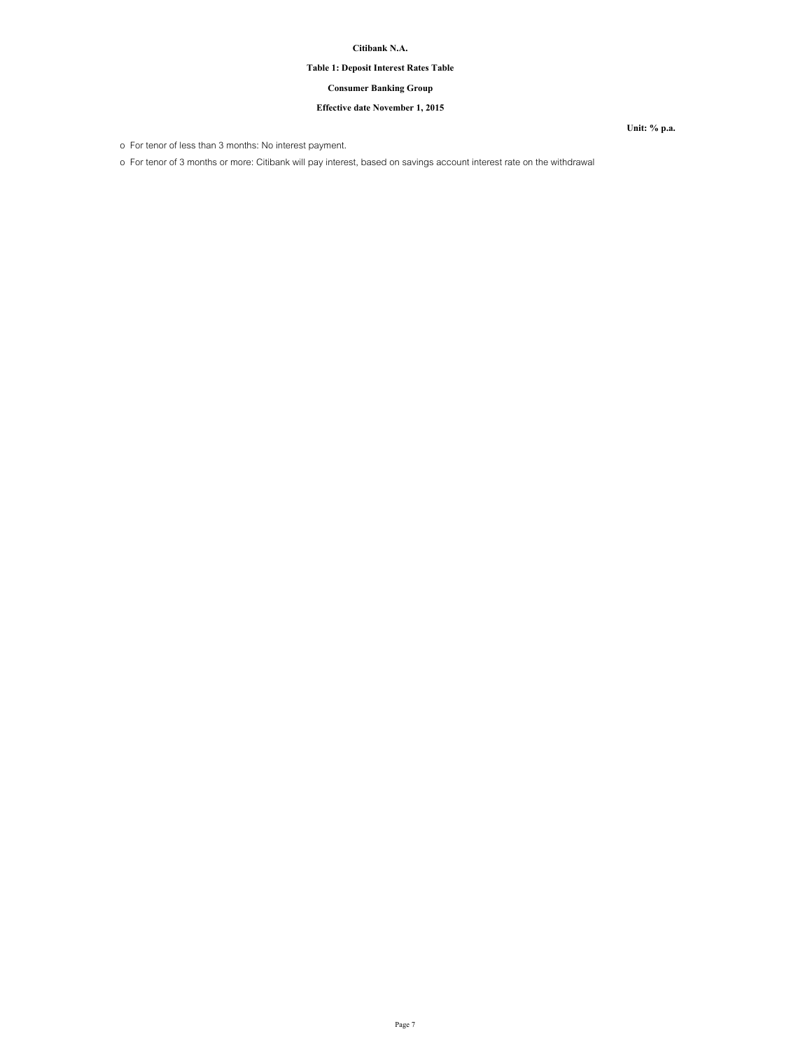**Citibank N.A.**

**Table 1: Deposit Interest Rates Table**

**Consumer Banking Group**

**Effective date November 1, 2015**

**Unit: % p.a.**

- For tenor of less than 3 months: No interest payment.
- For tenor of 3 months or more: Citibank will pay interest, based on savings account interest rate on the withdrawal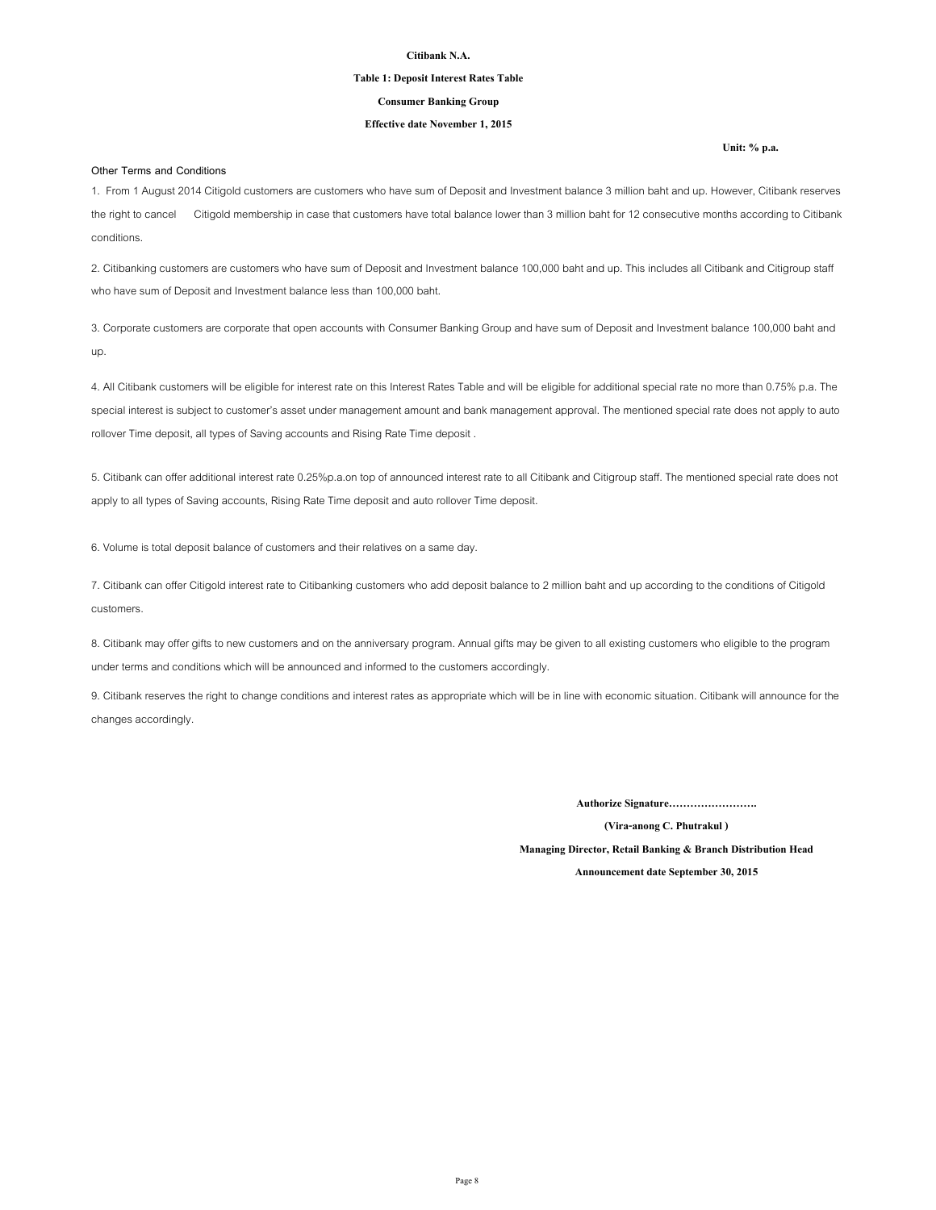**Citibank N.A.**

**Table 1: Deposit Interest Rates Table**

**Consumer Banking Group**

**Effective date November 1, 2015**

**Unit: % p.a.**

Other Terms and Conditions

1. From 1 August 2014 Citigold customers are customers who have sum of Deposit and Investment balance 3 million baht and up. However, Citibank reserves the right to cancel Citigold membership in case that customers have total balance lower than 3 million baht for 12 consecutive months according to Citibank conditions.

2. Citibanking customers are customers who have sum of Deposit and Investment balance 100,000 baht and up. This includes all Citibank and Citigroup staff who have sum of Deposit and Investment balance less than 100,000 baht.

3. Corporate customers are corporate that open accounts with Consumer Banking Group and have sum of Deposit and Investment balance 100,000 baht and up.

4. All Citibank customers will be eligible for interest rate on this Interest Rates Table and will be eligible for additional special rate no more than 0.75% p.a. The special interest is subject to customer's asset under management amount and bank management approval. The mentioned special rate does not apply to auto rollover Time deposit, all types of Saving accounts and Rising Rate Time deposit .

5. Citibank can offer additional interest rate 0.25%p.a.on top of announced interest rate to all Citibank and Citigroup staff. The mentioned special rate does not apply to all types of Saving accounts, Rising Rate Time deposit and auto rollover Time deposit.

6. Volume is total deposit balance of customers and their relatives on a same day.

7. Citibank can offer Citigold interest rate to Citibanking customers who add deposit balance to 2 million baht and up according to the conditions of Citigold customers.

8. Citibank may offer gifts to new customers and on the anniversary program. Annual gifts may be given to all existing customers who eligible to the program under terms and conditions which will be announced and informed to the customers accordingly.

9. Citibank reserves the right to change conditions and interest rates as appropriate which will be in line with economic situation. Citibank will announce for the changes accordingly.

**Authorize Signature…………………….**

**(Vira-anong C. Phutrakul )**

**Managing Director, Retail Banking & Branch Distribution Head**

**Announcement date September 30, 2015**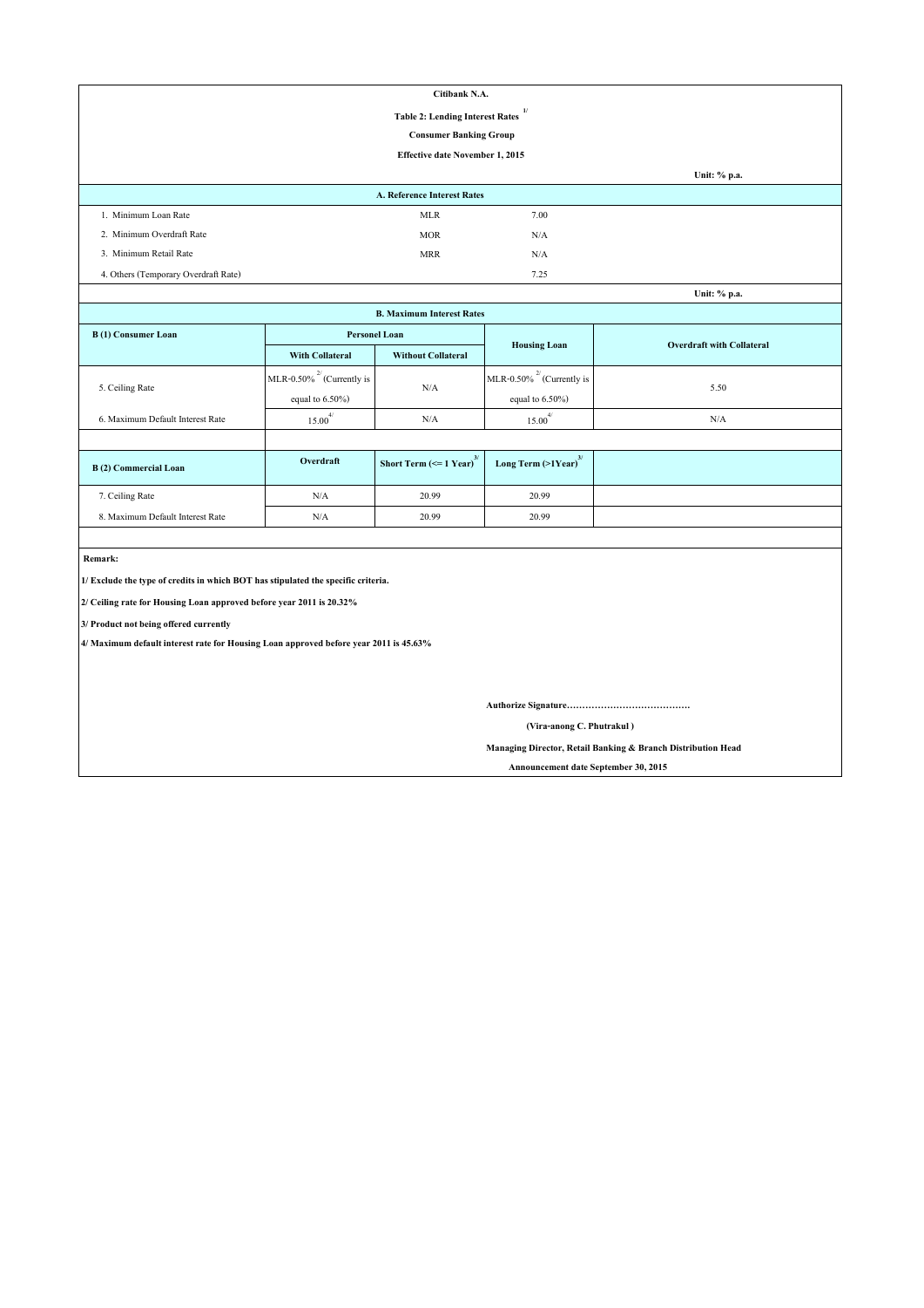**Citibank N.A.**

**Table 2: Lending Interest Rates [1/]**

**Consumer Banking Group**

**Effective date November 1, 2015**

Unit: % p.a.

| A. Reference Interest Rates | | |
|---|---|---|
| 1. Minimum Loan Rate | MLR | 7.00 |
| 2. Minimum Overdraft Rate | MOR | N/A |
| 3. Minimum Retail Rate | MRR | N/A |
| 4. Others (Temporary Overdraft Rate) | | 7.25 |

Unit: % p.a.

**B. Maximum Interest Rates**

| B (1) Consumer Loan | Personel Loan | | Housing Loan | Overdraft with Collateral |
|---|---|---|---|---|
| | With Collateral | Without Collateral | | |
| 5. Ceiling Rate | MLR-0.50% [2/] (Currently is equal to 6.50%) | N/A | MLR-0.50% [2/] (Currently is equal to 6.50%) | 5.50 |
| 6. Maximum Default Interest Rate | 15.00 [4/] | N/A | 15.00 [4/] | N/A |

| B (2) Commercial Loan | Overdraft | Short Term (<= 1 Year) [3/] | Long Term (>1Year) [3/] |
|---|---|---|---|
| 7. Ceiling Rate | N/A | 20.99 | 20.99 |
| 8. Maximum Default Interest Rate | N/A | 20.99 | 20.99 |

**Remark:**

**1/ Exclude the type of credits in which BOT has stipulated the specific criteria.**

**2/ Ceiling rate for Housing Loan approved before year 2011 is 20.32%**

**3/ Product not being offered currently**

**4/ Maximum default interest rate for Housing Loan approved before year 2011 is 45.63%**

**Authorize Signature…………………………………**

**(Vira-anong C. Phutrakul )**

**Managing Director, Retail Banking & Branch Distribution Head**

**Announcement date September 30, 2015**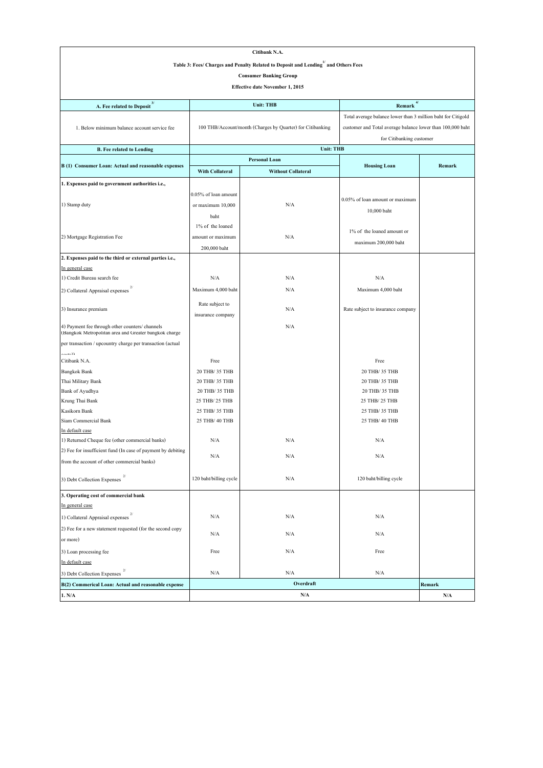**Citibank N.A.**

**Table 3: Fees/ Charges and Penalty Related to Deposit and Lending[1/] and Others Fees**

**Consumer Banking Group**

**Effective date November 1, 2015**

| A. Fee related to Deposit[3/] | Unit: THB | | Remark[4/] | |
|---|---|---|---|---|
| 1. Below minimum balance account service fee | 100 THB/Account/month (Charges by Quarter) for Citibanking | | Total average balance lower than 3 million baht for Citigold customer and Total average balance lower than 100,000 baht for Citibanking customer | |
| **B. Fee related to Lending** | **Unit: THB** | | | |
| **B (1) Consumer Loan: Actual and reasonable expenses** | **Personal Loan** | | **Housing Loan** | **Remark** |
| | **With Collateral** | **Without Collateral** | | |
| **1. Expenses paid to government authorities i.e.,** | | | | |
| 1) Stamp duty | 0.05% of loan amount or maximum 10,000 baht | N/A | 0.05% of loan amount or maximum 10,000 baht | |
| 2) Mortgage Registration Fee | 1% of the loaned amount or maximum 200,000 baht | N/A | 1% of the loaned amount or maximum 200,000 baht | |
| **2. Expenses paid to the third or external parties i.e.,** | | | | |
| In general case | | | | |
| 1) Credit Bureau search fee | N/A | N/A | N/A | |
| 2) Collateral Appraisal expenses[2/] | Maximum 4,000 baht | N/A | Maximum 4,000 baht | |
| 3) Insurance premium | Rate subject to insurance company | N/A | Rate subject to insurance company | |
| 4) Payment fee through other counters/ channels (Bangkok Metropolitan area and Greater bangkok charge per transaction / upcountry charge per transaction (actual costs)) | | N/A | | |
| Citibank N.A. | Free | | Free | |
| Bangkok Bank | 20 THB/ 35 THB | | 20 THB/ 35 THB | |
| Thai Military Bank | 20 THB/ 35 THB | | 20 THB/ 35 THB | |
| Bank of Ayudhya | 20 THB/ 35 THB | | 20 THB/ 35 THB | |
| Krung Thai Bank | 25 THB/ 25 THB | | 25 THB/ 25 THB | |
| Kasikorn Bank | 25 THB/ 35 THB | | 25 THB/ 35 THB | |
| Siam Commercial Bank | 25 THB/ 40 THB | | 25 THB/ 40 THB | |
| In default case | | | | |
| 1) Returned Cheque fee (other commercial banks) | N/A | N/A | N/A | |
| 2) Fee for insufficient fund (In case of payment by debiting from the account of other commercial banks) | N/A | N/A | N/A | |
| 3) Debt Collection Expenses[2/] | 120 baht/billing cycle | N/A | 120 baht/billing cycle | |
| **3. Operating cost of commercial bank** | | | | |
| In general case | | | | |
| 1) Collateral Appraisal expenses[2/] | N/A | N/A | N/A | |
| 2) Fee for a new statement requested (for the second copy or more) | N/A | N/A | N/A | |
| 3) Loan processing fee | Free | N/A | Free | |
| In default case | | | | |
| 3) Debt Collection Expenses[2/] | N/A | N/A | N/A | |
| **B(2) Commerical Loan: Actual and reasonable expense** | **Overdraft** | | | **Remark** |
| **1. N/A** | **N/A** | | | **N/A** |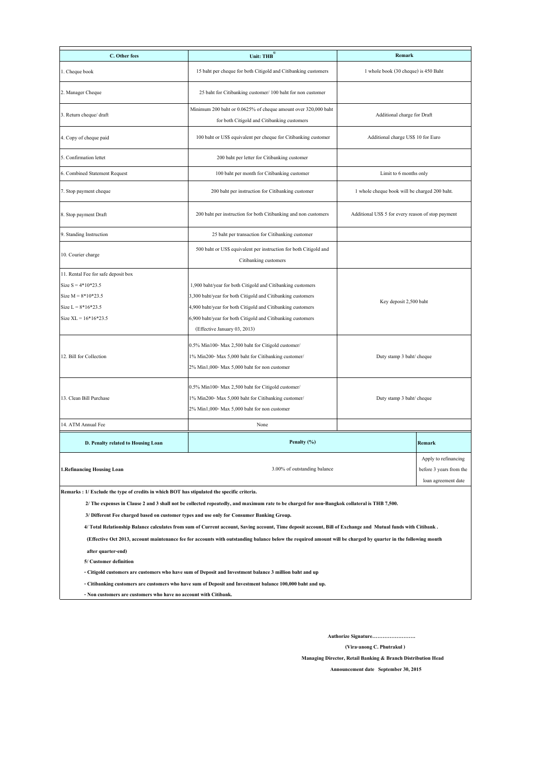| C. Other fees | Unit: THB[5/] | Remark |
|---|---|---|
| 1. Cheque book | 15 baht per cheque for both Citigold and Citibanking customers | 1 whole book (30 cheque) is 450 Baht |
| 2. Manager Cheque | 25 baht for Citibanking customer/ 100 baht for non customer | |
| 3. Return cheque/ draft | Minimum 200 baht or 0.0625% of cheque amount over 320,000 baht for both Citigold and Citibanking customers | Additional charge for Draft |
| 4. Copy of cheque paid | 100 baht or US$ equivalent per cheque for Citibanking customer | Additional charge US$ 10 for Euro |
| 5. Confirmation lettet | 200 baht per letter for Citibanking customer | |
| 6. Combined Statement Request | 100 baht per month for Citibanking customer | Limit to 6 months only |
| 7. Stop payment cheque | 200 baht per instruction for Citibanking customer | 1 whole cheque book will be charged 200 baht. |
| 8. Stop payment Draft | 200 baht per instruction for both Citibanking and non customers | Additional US$ 5 for every reason of stop payment |
| 9. Standing Instruction | 25 baht per transaction for Citibanking customer | |
| 10. Courier charge | 500 baht or US$ equivalent per instruction for both Citigold and Citibanking customers | |
| 11. Rental Fee for safe deposit box<br>Size S = 4*10*23.5<br>Size M = 8*10*23.5<br>Size L = 8*16*23.5<br>Size XL = 16*16*23.5 | 1,900 baht/year for both Citigold and Citibanking customers<br>3,300 baht/year for both Citigold and Citibanking customers<br>4,900 baht/year for both Citigold and Citibanking customers<br>6,900 baht/year for both Citigold and Citibanking customers<br>(Effective January 03, 2013) | Key deposit 2,500 baht |
| 12. Bill for Collection | 0.5% Min100- Max 2,500 baht for Citigold customer/<br>1% Min200- Max 5,000 baht for Citibanking customer/<br>2% Min1,000- Max 5,000 baht for non customer | Duty stamp 3 baht/ cheque |
| 13. Clean Bill Purchase | 0.5% Min100- Max 2,500 baht for Citigold customer/<br>1% Min200- Max 5,000 baht for Citibanking customer/<br>2% Min1,000- Max 5,000 baht for non customer | Duty stamp 3 baht/ cheque |
| 14. ATM Annual Fee | None | |

| D. Penalty related to Housing Loan | Penalty (%) | Remark |
|---|---|---|
| 1.Refinancing Housing Loan | 3.00% of outstanding balance | Apply to refinancing before 3 years from the loan agreement date |

**Remarks : 1/ Exclude the type of credits in which BOT has stipulated the specific criteria.**

**2/ The expenses in Clause 2 and 3 shall not be collected repeatedly, and maximum rate to be charged for non-Bangkok collateral is THB 7,500.**

**3/ Different Fee charged based on customer types and use only for Consumer Banking Group.**

**4/ Total Relationship Balance calculates from sum of Current account, Saving account, Time deposit account, Bill of Exchange and Mutual funds with Citibank .**

**(Effective Oct 2013, account maintenance fee for accounts with outstanding balance below the required amount will be charged by quarter in the following month after quarter-end)**

**5/ Customer definition**

**- Citigold customers are customers who have sum of Deposit and Investment balance 3 million baht and up**

**- Citibanking customers are customers who have sum of Deposit and Investment balance 100,000 baht and up.**

**- Non customers are customers who have no account with Citibank.**

**Authorize Signature…………………….**

**(Vira-anong C. Phutrakul )**

**Managing Director, Retail Banking & Branch Distribution Head**

**Announcement date September 30, 2015**